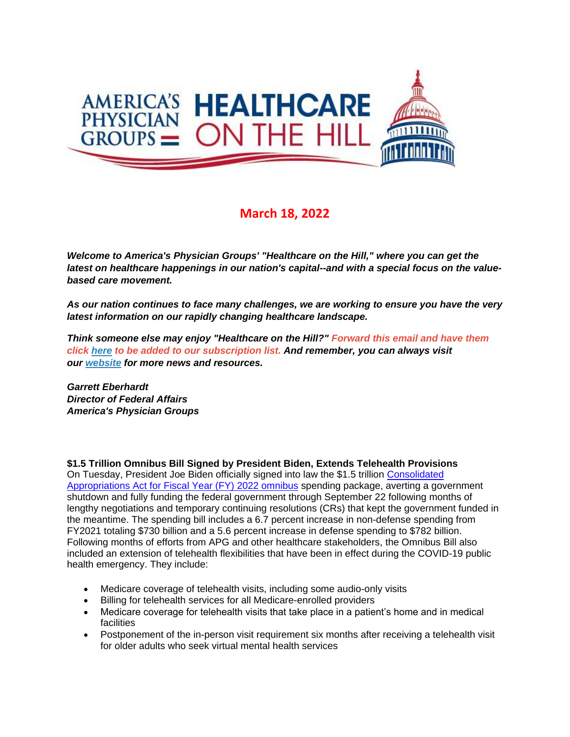# AMERICA'S PHYSICIAN GROUPS HEALTHCARE ON THE HILL

## March 18, 2022

***Welcome to America's Physician Groups' "Healthcare on the Hill," where you can get the latest on healthcare happenings in our nation's capital--and with a special focus on the value-based care movement.***

***As our nation continues to face many challenges, we are working to ensure you have the very latest information on our rapidly changing healthcare landscape.***

***Think someone else may enjoy "Healthcare on the Hill?" Forward this email and have them click here to be added to our subscription list. And remember, you can always visit our website for more news and resources.***

***Garrett Eberhardt***
***Director of Federal Affairs***
***America's Physician Groups***

**$1.5 Trillion Omnibus Bill Signed by President Biden, Extends Telehealth Provisions**

On Tuesday, President Joe Biden officially signed into law the $1.5 trillion Consolidated Appropriations Act for Fiscal Year (FY) 2022 omnibus spending package, averting a government shutdown and fully funding the federal government through September 22 following months of lengthy negotiations and temporary continuing resolutions (CRs) that kept the government funded in the meantime. The spending bill includes a 6.7 percent increase in non-defense spending from FY2021 totaling $730 billion and a 5.6 percent increase in defense spending to $782 billion. Following months of efforts from APG and other healthcare stakeholders, the Omnibus Bill also included an extension of telehealth flexibilities that have been in effect during the COVID-19 public health emergency. They include:

- Medicare coverage of telehealth visits, including some audio-only visits
- Billing for telehealth services for all Medicare-enrolled providers
- Medicare coverage for telehealth visits that take place in a patient's home and in medical facilities
- Postponement of the in-person visit requirement six months after receiving a telehealth visit for older adults who seek virtual mental health services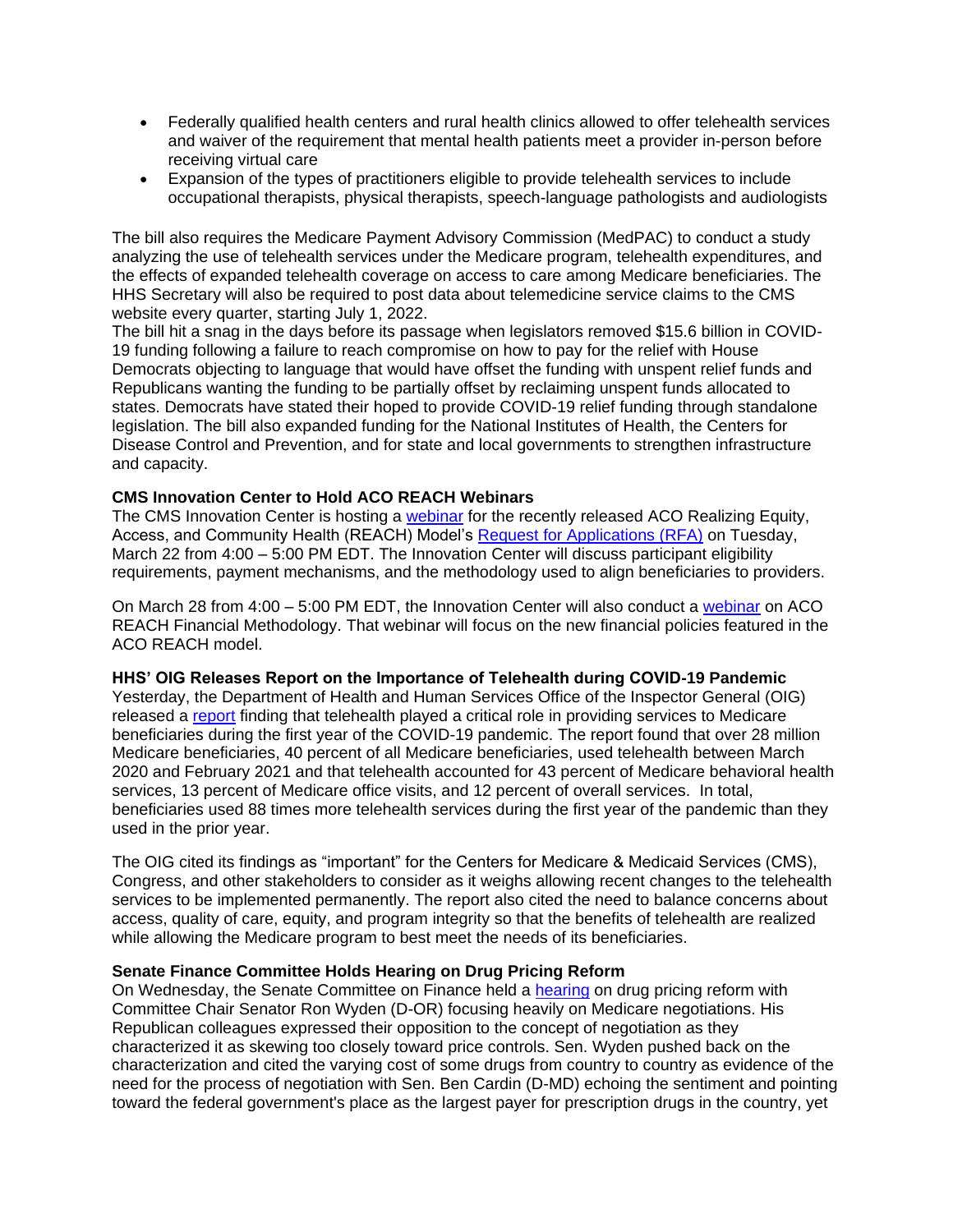- Federally qualified health centers and rural health clinics allowed to offer telehealth services and waiver of the requirement that mental health patients meet a provider in-person before receiving virtual care
- Expansion of the types of practitioners eligible to provide telehealth services to include occupational therapists, physical therapists, speech-language pathologists and audiologists

The bill also requires the Medicare Payment Advisory Commission (MedPAC) to conduct a study analyzing the use of telehealth services under the Medicare program, telehealth expenditures, and the effects of expanded telehealth coverage on access to care among Medicare beneficiaries. The HHS Secretary will also be required to post data about telemedicine service claims to the CMS website every quarter, starting July 1, 2022.
The bill hit a snag in the days before its passage when legislators removed $15.6 billion in COVID-19 funding following a failure to reach compromise on how to pay for the relief with House Democrats objecting to language that would have offset the funding with unspent relief funds and Republicans wanting the funding to be partially offset by reclaiming unspent funds allocated to states. Democrats have stated their hoped to provide COVID-19 relief funding through standalone legislation. The bill also expanded funding for the National Institutes of Health, the Centers for Disease Control and Prevention, and for state and local governments to strengthen infrastructure and capacity.

**CMS Innovation Center to Hold ACO REACH Webinars**
The CMS Innovation Center is hosting a webinar for the recently released ACO Realizing Equity, Access, and Community Health (REACH) Model's Request for Applications (RFA) on Tuesday, March 22 from 4:00 – 5:00 PM EDT. The Innovation Center will discuss participant eligibility requirements, payment mechanisms, and the methodology used to align beneficiaries to providers.

On March 28 from 4:00 – 5:00 PM EDT, the Innovation Center will also conduct a webinar on ACO REACH Financial Methodology. That webinar will focus on the new financial policies featured in the ACO REACH model.

**HHS' OIG Releases Report on the Importance of Telehealth during COVID-19 Pandemic**
Yesterday, the Department of Health and Human Services Office of the Inspector General (OIG) released a report finding that telehealth played a critical role in providing services to Medicare beneficiaries during the first year of the COVID-19 pandemic. The report found that over 28 million Medicare beneficiaries, 40 percent of all Medicare beneficiaries, used telehealth between March 2020 and February 2021 and that telehealth accounted for 43 percent of Medicare behavioral health services, 13 percent of Medicare office visits, and 12 percent of overall services. In total, beneficiaries used 88 times more telehealth services during the first year of the pandemic than they used in the prior year.

The OIG cited its findings as "important" for the Centers for Medicare & Medicaid Services (CMS), Congress, and other stakeholders to consider as it weighs allowing recent changes to the telehealth services to be implemented permanently. The report also cited the need to balance concerns about access, quality of care, equity, and program integrity so that the benefits of telehealth are realized while allowing the Medicare program to best meet the needs of its beneficiaries.

**Senate Finance Committee Holds Hearing on Drug Pricing Reform**
On Wednesday, the Senate Committee on Finance held a hearing on drug pricing reform with Committee Chair Senator Ron Wyden (D-OR) focusing heavily on Medicare negotiations. His Republican colleagues expressed their opposition to the concept of negotiation as they characterized it as skewing too closely toward price controls. Sen. Wyden pushed back on the characterization and cited the varying cost of some drugs from country to country as evidence of the need for the process of negotiation with Sen. Ben Cardin (D-MD) echoing the sentiment and pointing toward the federal government's place as the largest payer for prescription drugs in the country, yet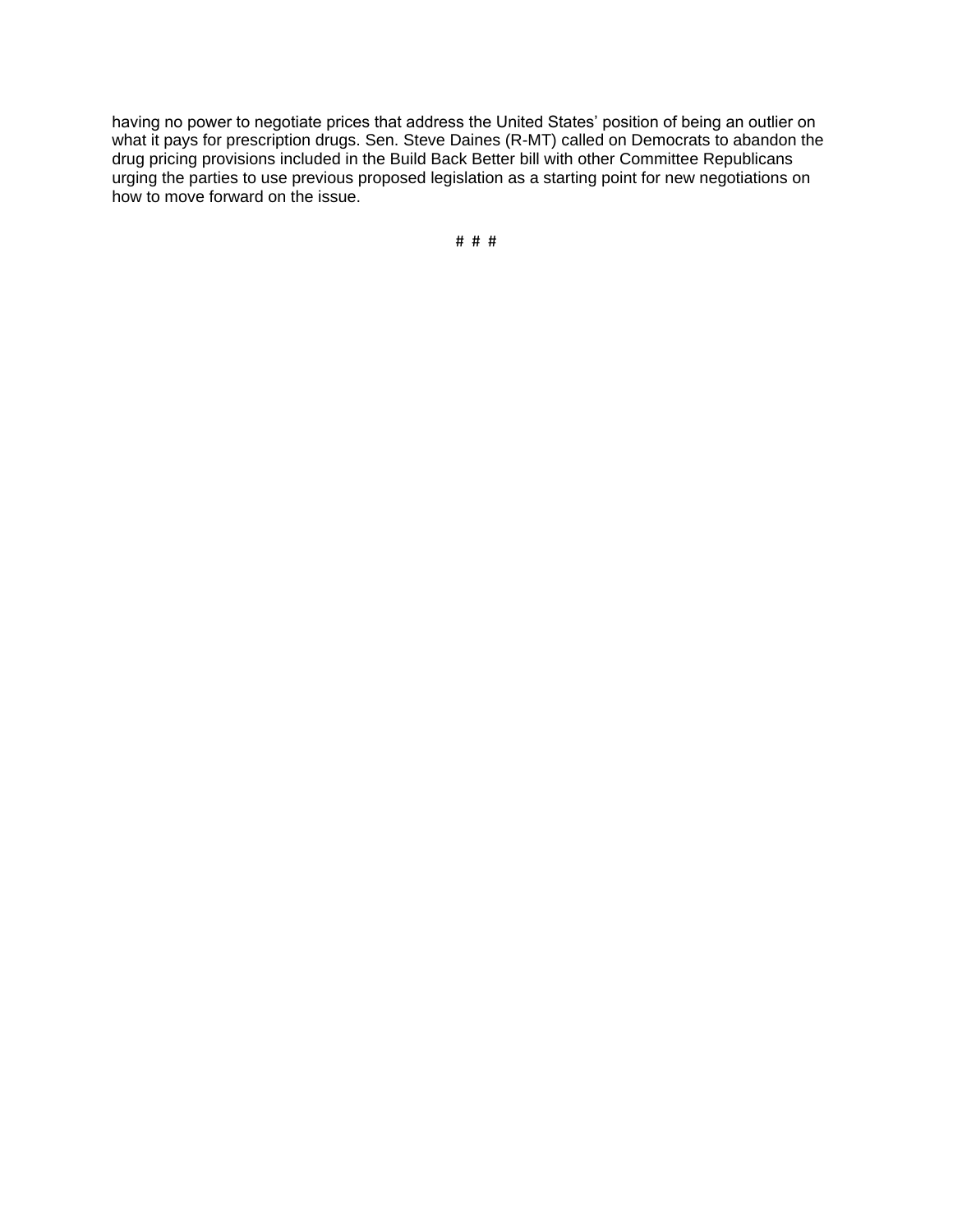having no power to negotiate prices that address the United States' position of being an outlier on what it pays for prescription drugs. Sen. Steve Daines (R-MT) called on Democrats to abandon the drug pricing provisions included in the Build Back Better bill with other Committee Republicans urging the parties to use previous proposed legislation as a starting point for new negotiations on how to move forward on the issue.

# # #